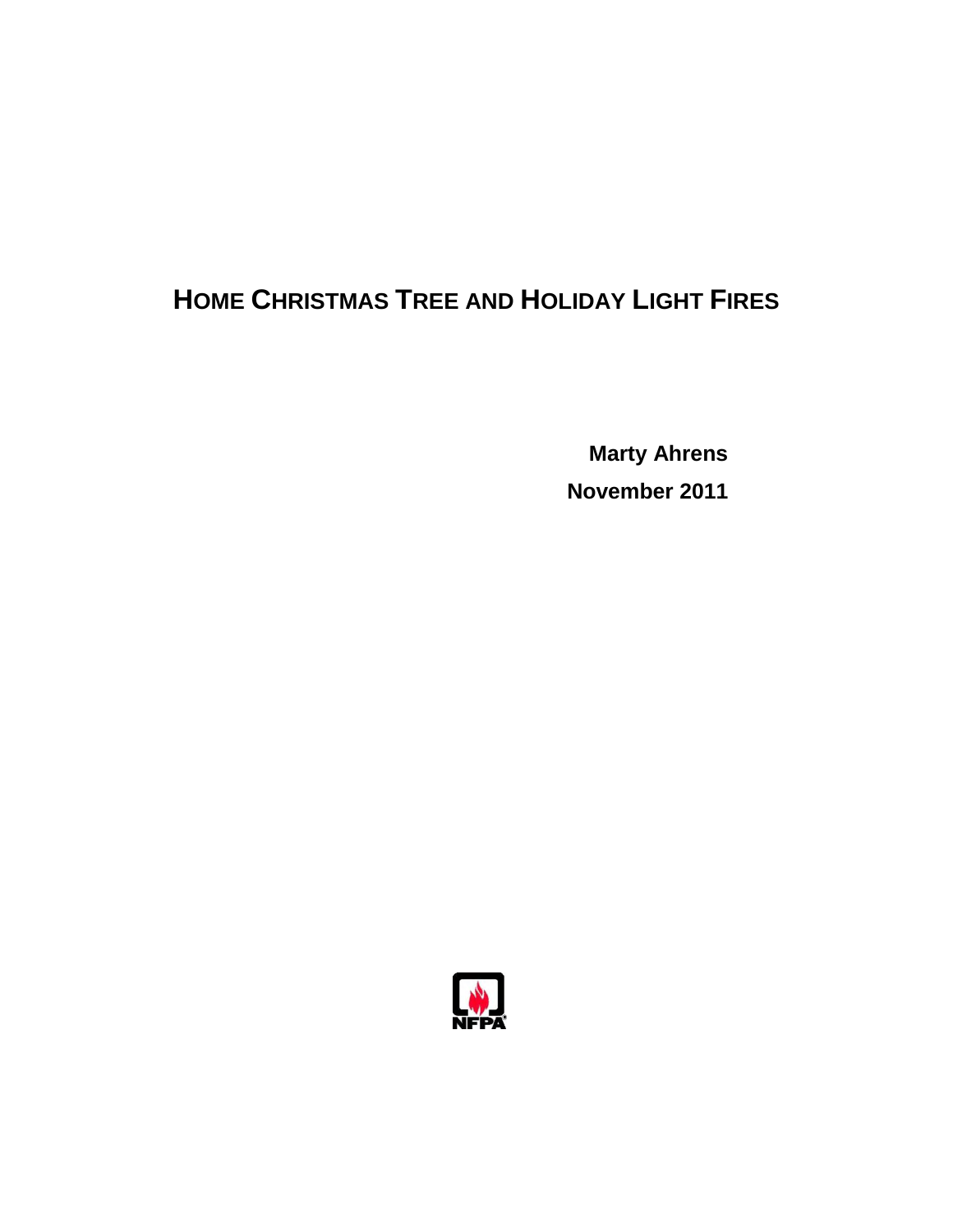# HOME CHRISTMAS TREE AND HOLIDAY LIGHT FIRES

**Marty Ahrens**

**November 2011**

NFPA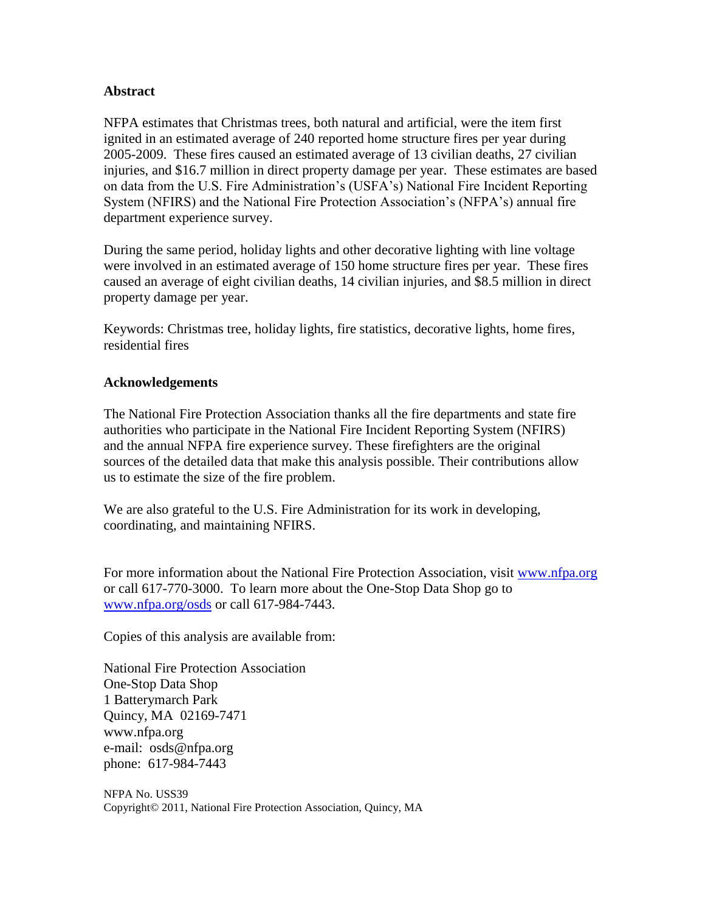## Abstract

NFPA estimates that Christmas trees, both natural and artificial, were the item first ignited in an estimated average of 240 reported home structure fires per year during 2005-2009. These fires caused an estimated average of 13 civilian deaths, 27 civilian injuries, and $16.7 million in direct property damage per year. These estimates are based on data from the U.S. Fire Administration's (USFA's) National Fire Incident Reporting System (NFIRS) and the National Fire Protection Association's (NFPA's) annual fire department experience survey.

During the same period, holiday lights and other decorative lighting with line voltage were involved in an estimated average of 150 home structure fires per year. These fires caused an average of eight civilian deaths, 14 civilian injuries, and $8.5 million in direct property damage per year.

Keywords: Christmas tree, holiday lights, fire statistics, decorative lights, home fires, residential fires

## Acknowledgements

The National Fire Protection Association thanks all the fire departments and state fire authorities who participate in the National Fire Incident Reporting System (NFIRS) and the annual NFPA fire experience survey. These firefighters are the original sources of the detailed data that make this analysis possible. Their contributions allow us to estimate the size of the fire problem.

We are also grateful to the U.S. Fire Administration for its work in developing, coordinating, and maintaining NFIRS.

For more information about the National Fire Protection Association, visit www.nfpa.org or call 617-770-3000. To learn more about the One-Stop Data Shop go to www.nfpa.org/osds or call 617-984-7443.

Copies of this analysis are available from:

National Fire Protection Association
One-Stop Data Shop
1 Batterymarch Park
Quincy, MA 02169-7471
www.nfpa.org
e-mail: osds@nfpa.org
phone: 617-984-7443

NFPA No. USS39
Copyright© 2011, National Fire Protection Association, Quincy, MA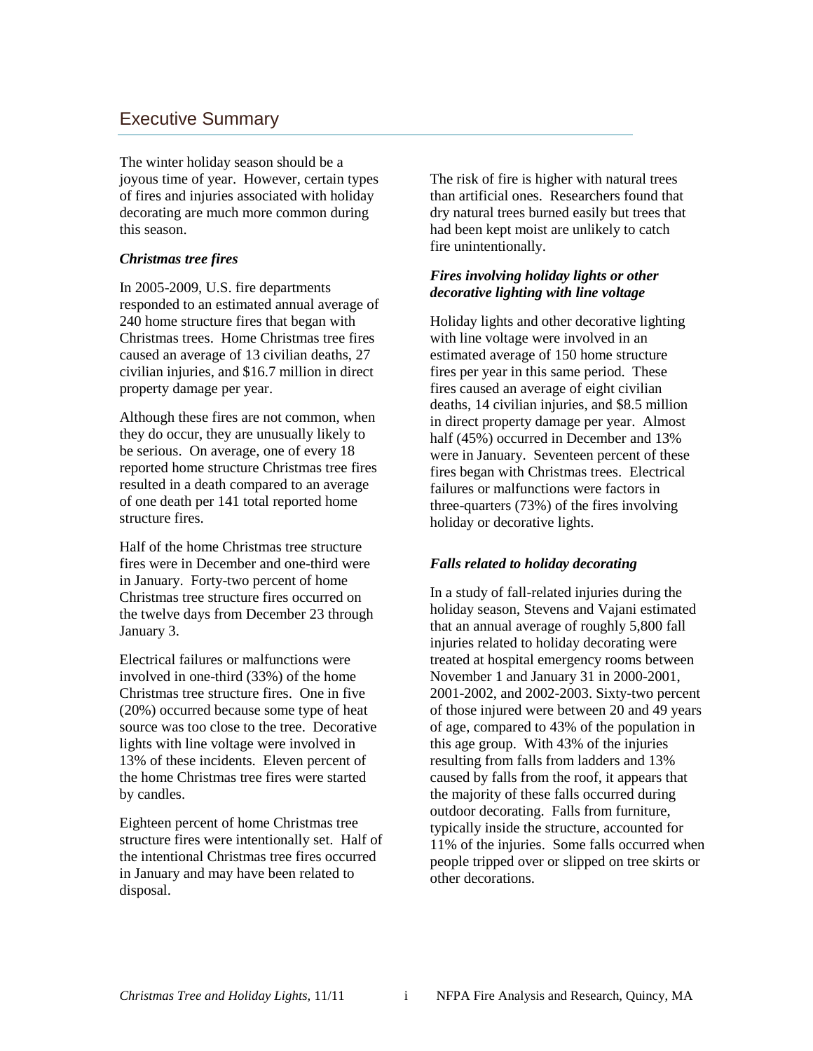# Executive Summary

The winter holiday season should be a joyous time of year. However, certain types of fires and injuries associated with holiday decorating are much more common during this season.

### *Christmas tree fires*

In 2005-2009, U.S. fire departments responded to an estimated annual average of 240 home structure fires that began with Christmas trees. Home Christmas tree fires caused an average of 13 civilian deaths, 27 civilian injuries, and $16.7 million in direct property damage per year.

Although these fires are not common, when they do occur, they are unusually likely to be serious. On average, one of every 18 reported home structure Christmas tree fires resulted in a death compared to an average of one death per 141 total reported home structure fires.

Half of the home Christmas tree structure fires were in December and one-third were in January. Forty-two percent of home Christmas tree structure fires occurred on the twelve days from December 23 through January 3.

Electrical failures or malfunctions were involved in one-third (33%) of the home Christmas tree structure fires. One in five (20%) occurred because some type of heat source was too close to the tree. Decorative lights with line voltage were involved in 13% of these incidents. Eleven percent of the home Christmas tree fires were started by candles.

Eighteen percent of home Christmas tree structure fires were intentionally set. Half of the intentional Christmas tree fires occurred in January and may have been related to disposal.

The risk of fire is higher with natural trees than artificial ones. Researchers found that dry natural trees burned easily but trees that had been kept moist are unlikely to catch fire unintentionally.

### *Fires involving holiday lights or other decorative lighting with line voltage*

Holiday lights and other decorative lighting with line voltage were involved in an estimated average of 150 home structure fires per year in this same period. These fires caused an average of eight civilian deaths, 14 civilian injuries, and $8.5 million in direct property damage per year. Almost half (45%) occurred in December and 13% were in January. Seventeen percent of these fires began with Christmas trees. Electrical failures or malfunctions were factors in three-quarters (73%) of the fires involving holiday or decorative lights.

### *Falls related to holiday decorating*

In a study of fall-related injuries during the holiday season, Stevens and Vajani estimated that an annual average of roughly 5,800 fall injuries related to holiday decorating were treated at hospital emergency rooms between November 1 and January 31 in 2000-2001, 2001-2002, and 2002-2003. Sixty-two percent of those injured were between 20 and 49 years of age, compared to 43% of the population in this age group. With 43% of the injuries resulting from falls from ladders and 13% caused by falls from the roof, it appears that the majority of these falls occurred during outdoor decorating. Falls from furniture, typically inside the structure, accounted for 11% of the injuries. Some falls occurred when people tripped over or slipped on tree skirts or other decorations.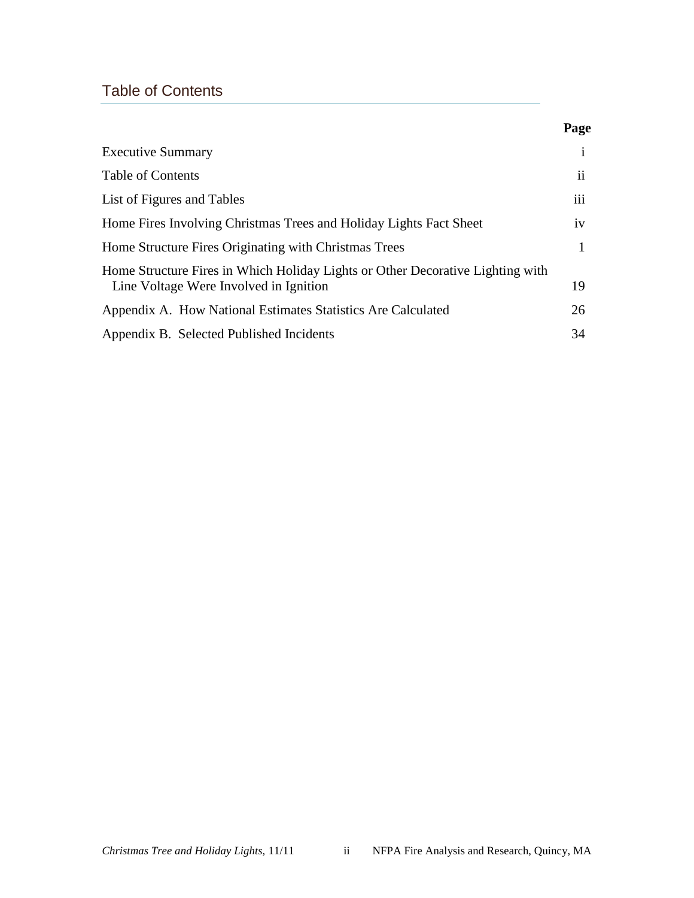## Table of Contents

| | Page |
|---|---|
| Executive Summary | i |
| Table of Contents | ii |
| List of Figures and Tables | iii |
| Home Fires Involving Christmas Trees and Holiday Lights Fact Sheet | iv |
| Home Structure Fires Originating with Christmas Trees | 1 |
| Home Structure Fires in Which Holiday Lights or Other Decorative Lighting with Line Voltage Were Involved in Ignition | 19 |
| Appendix A. How National Estimates Statistics Are Calculated | 26 |
| Appendix B. Selected Published Incidents | 34 |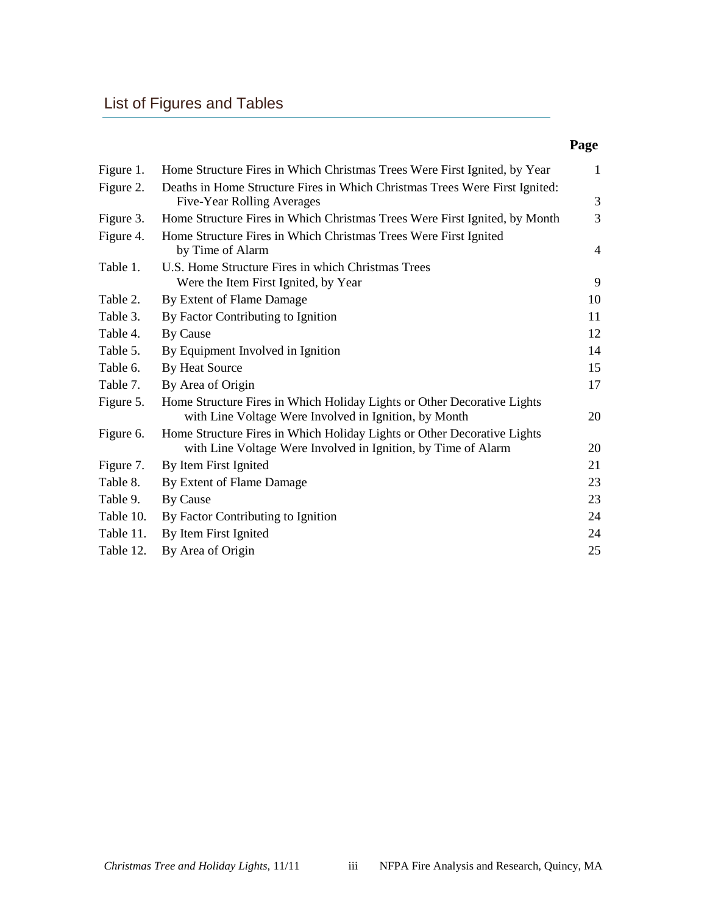## List of Figures and Tables

| | | Page |
|---|---|---|
| Figure 1. | Home Structure Fires in Which Christmas Trees Were First Ignited, by Year | 1 |
| Figure 2. | Deaths in Home Structure Fires in Which Christmas Trees Were First Ignited: Five-Year Rolling Averages | 3 |
| Figure 3. | Home Structure Fires in Which Christmas Trees Were First Ignited, by Month | 3 |
| Figure 4. | Home Structure Fires in Which Christmas Trees Were First Ignited by Time of Alarm | 4 |
| Table 1. | U.S. Home Structure Fires in which Christmas Trees Were the Item First Ignited, by Year | 9 |
| Table 2. | By Extent of Flame Damage | 10 |
| Table 3. | By Factor Contributing to Ignition | 11 |
| Table 4. | By Cause | 12 |
| Table 5. | By Equipment Involved in Ignition | 14 |
| Table 6. | By Heat Source | 15 |
| Table 7. | By Area of Origin | 17 |
| Figure 5. | Home Structure Fires in Which Holiday Lights or Other Decorative Lights with Line Voltage Were Involved in Ignition, by Month | 20 |
| Figure 6. | Home Structure Fires in Which Holiday Lights or Other Decorative Lights with Line Voltage Were Involved in Ignition, by Time of Alarm | 20 |
| Figure 7. | By Item First Ignited | 21 |
| Table 8. | By Extent of Flame Damage | 23 |
| Table 9. | By Cause | 23 |
| Table 10. | By Factor Contributing to Ignition | 24 |
| Table 11. | By Item First Ignited | 24 |
| Table 12. | By Area of Origin | 25 |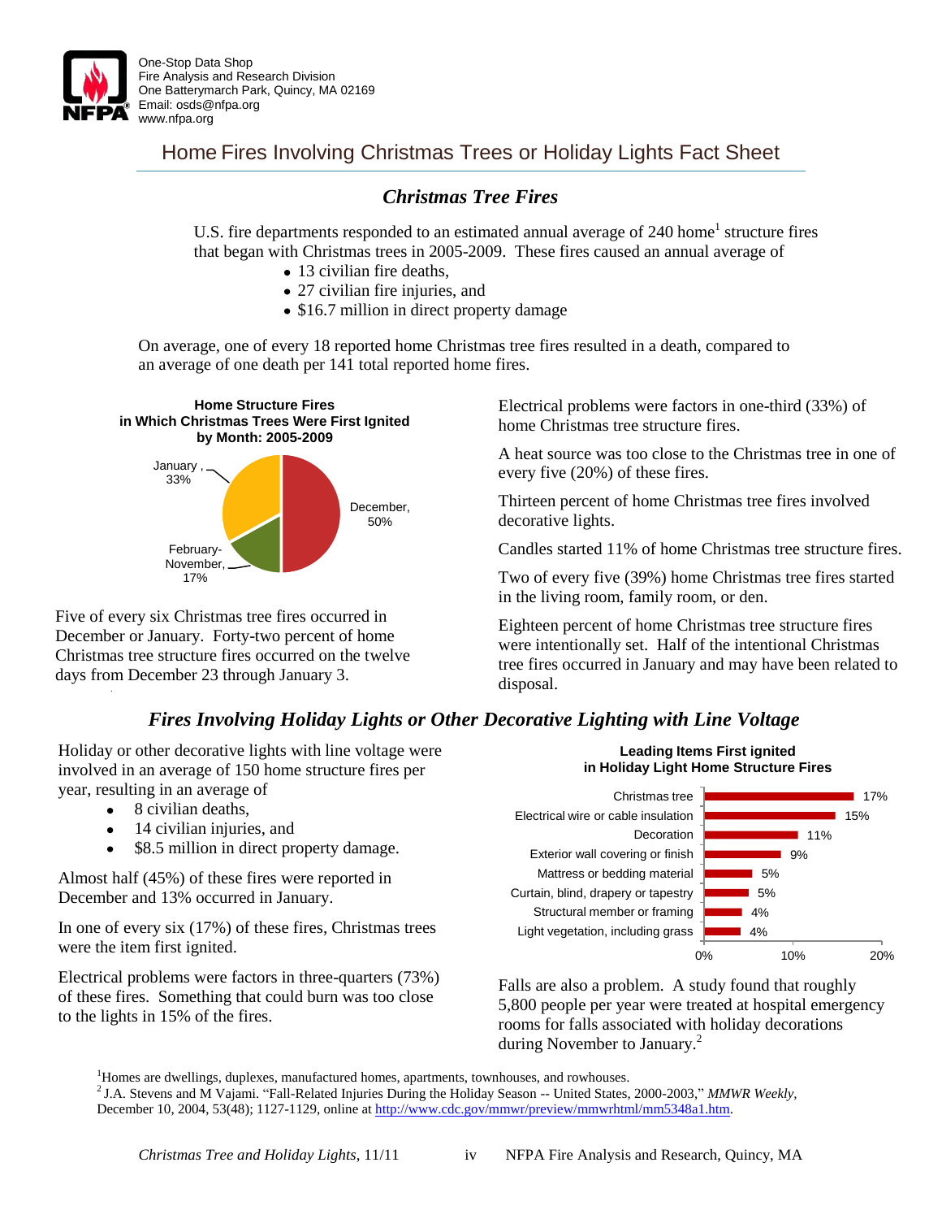One-Stop Data Shop
Fire Analysis and Research Division
One Batterymarch Park, Quincy, MA 02169
Email: osds@nfpa.org
www.nfpa.org

# Home Fires Involving Christmas Trees or Holiday Lights Fact Sheet

## *Christmas Tree Fires*

U.S. fire departments responded to an estimated annual average of 240 home[1] structure fires that began with Christmas trees in 2005-2009. These fires caused an annual average of

- 13 civilian fire deaths,
- 27 civilian fire injuries, and
- $16.7 million in direct property damage

On average, one of every 18 reported home Christmas tree fires resulted in a death, compared to an average of one death per 141 total reported home fires.

**Home Structure Fires in Which Christmas Trees Were First Ignited by Month: 2005-2009**

January, 33%
December, 50%
February-November, 17%

Five of every six Christmas tree fires occurred in December or January. Forty-two percent of home Christmas tree structure fires occurred on the twelve days from December 23 through January 3.

Electrical problems were factors in one-third (33%) of home Christmas tree structure fires.

A heat source was too close to the Christmas tree in one of every five (20%) of these fires.

Thirteen percent of home Christmas tree fires involved decorative lights.

Candles started 11% of home Christmas tree structure fires.

Two of every five (39%) home Christmas tree fires started in the living room, family room, or den.

Eighteen percent of home Christmas tree structure fires were intentionally set. Half of the intentional Christmas tree fires occurred in January and may have been related to disposal.

## *Fires Involving Holiday Lights or Other Decorative Lighting with Line Voltage*

Holiday or other decorative lights with line voltage were involved in an average of 150 home structure fires per year, resulting in an average of

- 8 civilian deaths,
- 14 civilian injuries, and
- $8.5 million in direct property damage.

Almost half (45%) of these fires were reported in December and 13% occurred in January.

In one of every six (17%) of these fires, Christmas trees were the item first ignited.

Electrical problems were factors in three-quarters (73%) of these fires. Something that could burn was too close to the lights in 15% of the fires.

**Leading Items First ignited in Holiday Light Home Structure Fires**

Christmas tree 17%
Electrical wire or cable insulation 15%
Decoration 11%
Exterior wall covering or finish 9%
Mattress or bedding material 5%
Curtain, blind, drapery or tapestry 5%
Structural member or framing 4%
Light vegetation, including grass 4%

0% 10% 20%

Falls are also a problem. A study found that roughly 5,800 people per year were treated at hospital emergency rooms for falls associated with holiday decorations during November to January.[2]

[1] Homes are dwellings, duplexes, manufactured homes, apartments, townhouses, and rowhouses.
[2] J.A. Stevens and M Vajami. "Fall-Related Injuries During the Holiday Season -- United States, 2000-2003," *MMWR Weekly*, December 10, 2004, 53(48); 1127-1129, online at http://www.cdc.gov/mmwr/preview/mmwrhtml/mm5348a1.htm.